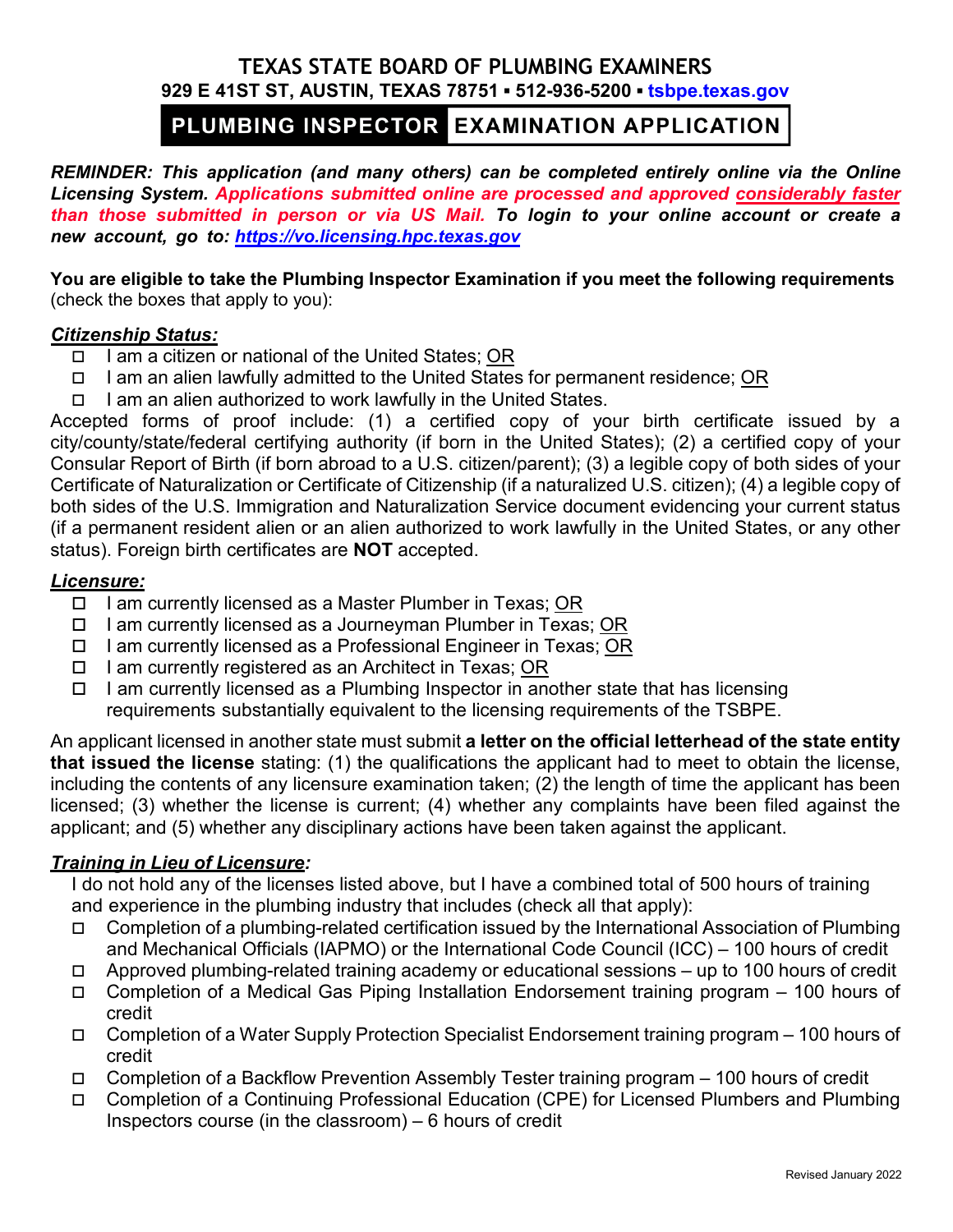# TEXAS STATE BOARD OF PLUMBING EXAMINERS

**929 E 41ST ST, AUSTIN, TEXAS 78751 ▪ 512-936-5200 ▪ tsbpe.texas.gov**

## PLUMBING INSPECTOR EXAMINATION APPLICATION

***REMINDER: This application (and many others) can be completed entirely online via the Online Licensing System. Applications submitted online are processed and approved considerably faster than those submitted in person or via US Mail. To login to your online account or create a new account, go to: https://vo.licensing.hpc.texas.gov***

**You are eligible to take the Plumbing Inspector Examination if you meet the following requirements** (check the boxes that apply to you):

### *Citizenship Status:*

- ☐ I am a citizen or national of the United States; OR
- ☐ I am an alien lawfully admitted to the United States for permanent residence; OR
- ☐ I am an alien authorized to work lawfully in the United States.

Accepted forms of proof include: (1) a certified copy of your birth certificate issued by a city/county/state/federal certifying authority (if born in the United States); (2) a certified copy of your Consular Report of Birth (if born abroad to a U.S. citizen/parent); (3) a legible copy of both sides of your Certificate of Naturalization or Certificate of Citizenship (if a naturalized U.S. citizen); (4) a legible copy of both sides of the U.S. Immigration and Naturalization Service document evidencing your current status (if a permanent resident alien or an alien authorized to work lawfully in the United States, or any other status). Foreign birth certificates are **NOT** accepted.

### *Licensure:*

- ☐ I am currently licensed as a Master Plumber in Texas; OR
- ☐ I am currently licensed as a Journeyman Plumber in Texas; OR
- ☐ I am currently licensed as a Professional Engineer in Texas; OR
- ☐ I am currently registered as an Architect in Texas; OR
- ☐ I am currently licensed as a Plumbing Inspector in another state that has licensing requirements substantially equivalent to the licensing requirements of the TSBPE.

An applicant licensed in another state must submit **a letter on the official letterhead of the state entity that issued the license** stating: (1) the qualifications the applicant had to meet to obtain the license, including the contents of any licensure examination taken; (2) the length of time the applicant has been licensed; (3) whether the license is current; (4) whether any complaints have been filed against the applicant; and (5) whether any disciplinary actions have been taken against the applicant.

### *Training in Lieu of Licensure:*

I do not hold any of the licenses listed above, but I have a combined total of 500 hours of training and experience in the plumbing industry that includes (check all that apply):

- ☐ Completion of a plumbing-related certification issued by the International Association of Plumbing and Mechanical Officials (IAPMO) or the International Code Council (ICC) – 100 hours of credit
- ☐ Approved plumbing-related training academy or educational sessions – up to 100 hours of credit
- ☐ Completion of a Medical Gas Piping Installation Endorsement training program – 100 hours of credit
- ☐ Completion of a Water Supply Protection Specialist Endorsement training program – 100 hours of credit
- ☐ Completion of a Backflow Prevention Assembly Tester training program – 100 hours of credit
- ☐ Completion of a Continuing Professional Education (CPE) for Licensed Plumbers and Plumbing Inspectors course (in the classroom) – 6 hours of credit

Revised January 2022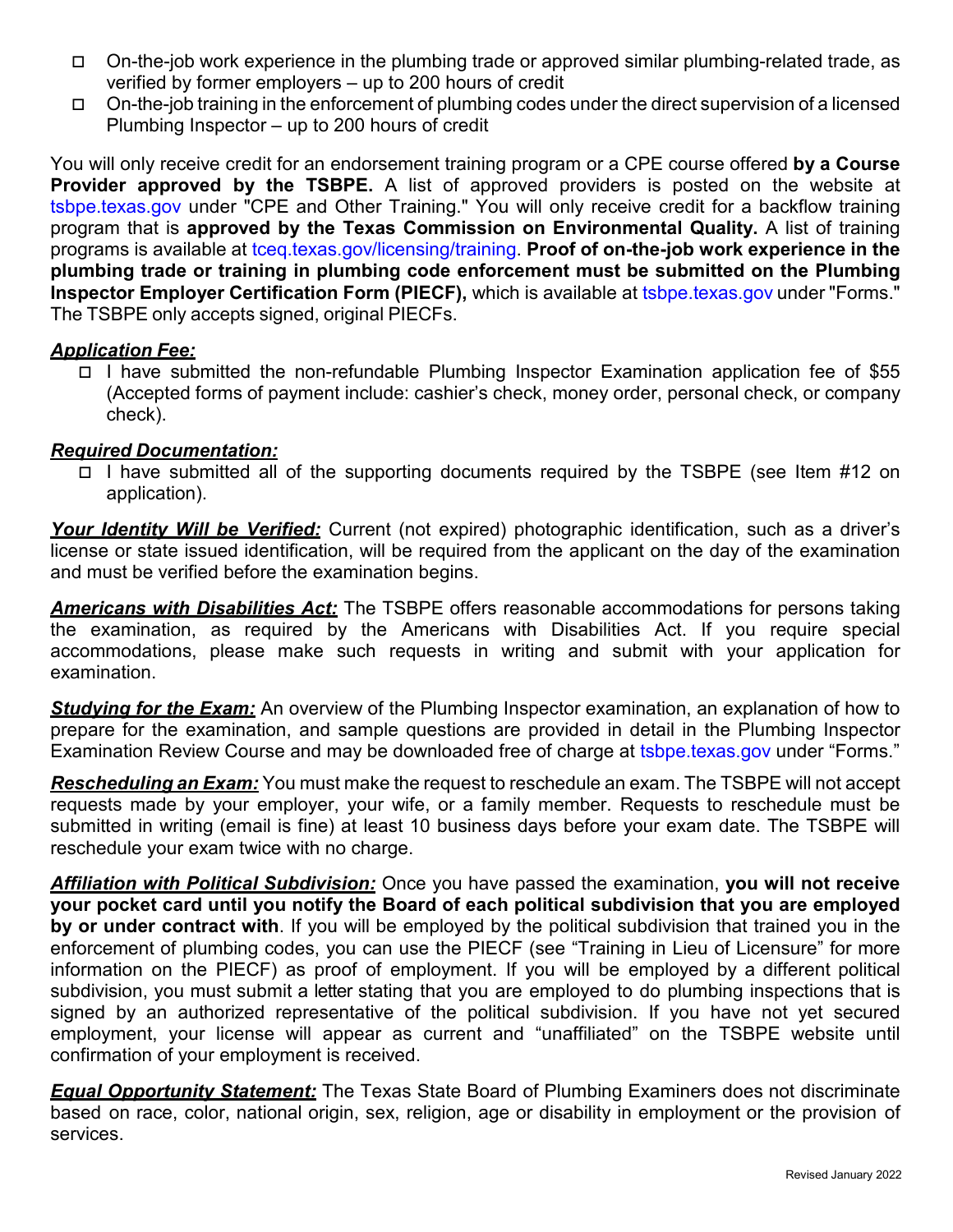- ☐ On-the-job work experience in the plumbing trade or approved similar plumbing-related trade, as verified by former employers – up to 200 hours of credit
- ☐ On-the-job training in the enforcement of plumbing codes under the direct supervision of a licensed Plumbing Inspector – up to 200 hours of credit

You will only receive credit for an endorsement training program or a CPE course offered **by a Course Provider approved by the TSBPE.** A list of approved providers is posted on the website at tsbpe.texas.gov under "CPE and Other Training." You will only receive credit for a backflow training program that is **approved by the Texas Commission on Environmental Quality.** A list of training programs is available at tceq.texas.gov/licensing/training. **Proof of on-the-job work experience in the plumbing trade or training in plumbing code enforcement must be submitted on the Plumbing Inspector Employer Certification Form (PIECF),** which is available at tsbpe.texas.gov under "Forms." The TSBPE only accepts signed, original PIECFs.

***Application Fee:***

- ☐ I have submitted the non-refundable Plumbing Inspector Examination application fee of $55 (Accepted forms of payment include: cashier's check, money order, personal check, or company check).

***Required Documentation:***

- ☐ I have submitted all of the supporting documents required by the TSBPE (see Item #12 on application).

***Your Identity Will be Verified:*** Current (not expired) photographic identification, such as a driver's license or state issued identification, will be required from the applicant on the day of the examination and must be verified before the examination begins.

***Americans with Disabilities Act:*** The TSBPE offers reasonable accommodations for persons taking the examination, as required by the Americans with Disabilities Act. If you require special accommodations, please make such requests in writing and submit with your application for examination.

***Studying for the Exam:*** An overview of the Plumbing Inspector examination, an explanation of how to prepare for the examination, and sample questions are provided in detail in the Plumbing Inspector Examination Review Course and may be downloaded free of charge at tsbpe.texas.gov under "Forms."

***Rescheduling an Exam:*** You must make the request to reschedule an exam. The TSBPE will not accept requests made by your employer, your wife, or a family member. Requests to reschedule must be submitted in writing (email is fine) at least 10 business days before your exam date. The TSBPE will reschedule your exam twice with no charge.

***Affiliation with Political Subdivision:*** Once you have passed the examination, **you will not receive your pocket card until you notify the Board of each political subdivision that you are employed by or under contract with**. If you will be employed by the political subdivision that trained you in the enforcement of plumbing codes, you can use the PIECF (see "Training in Lieu of Licensure" for more information on the PIECF) as proof of employment. If you will be employed by a different political subdivision, you must submit a letter stating that you are employed to do plumbing inspections that is signed by an authorized representative of the political subdivision. If you have not yet secured employment, your license will appear as current and "unaffiliated" on the TSBPE website until confirmation of your employment is received.

***Equal Opportunity Statement:*** The Texas State Board of Plumbing Examiners does not discriminate based on race, color, national origin, sex, religion, age or disability in employment or the provision of services.

Revised January 2022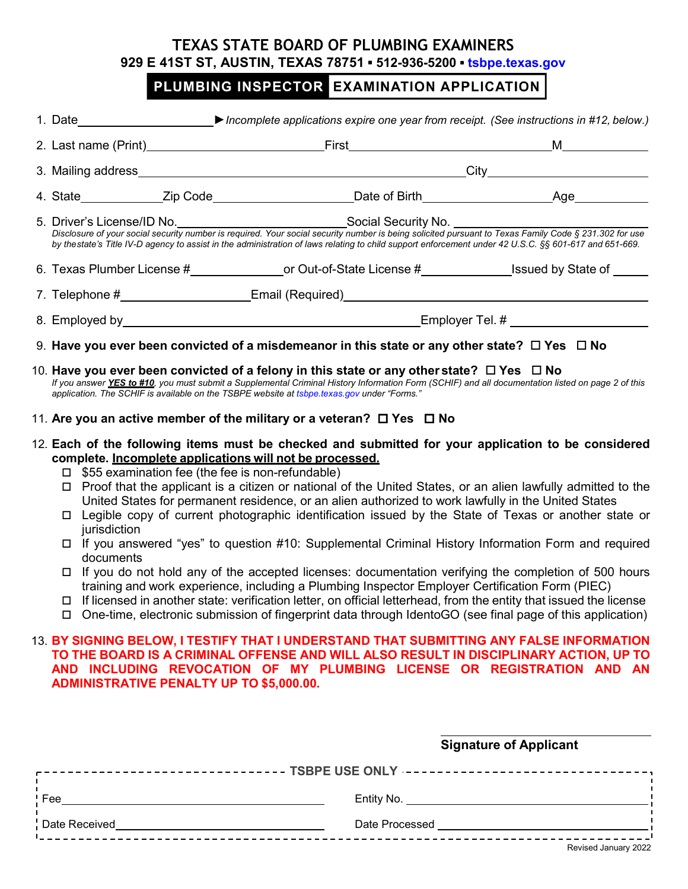# TEXAS STATE BOARD OF PLUMBING EXAMINERS

**929 E 41ST ST, AUSTIN, TEXAS 78751 ▪ 512-936-5200 ▪ tsbpe.texas.gov**

## PLUMBING INSPECTOR EXAMINATION APPLICATION

1. Date ____________________ ►*Incomplete applications expire one year from receipt. (See instructions in #12, below.)*
2. Last name (Print) ____________________ First ____________________ M ____________
3. Mailing address ________________________________________ City ____________________
4. State ____________ Zip Code ____________________ Date of Birth ____________________ Age ____________
5. Driver's License/ID No. ____________________ Social Security No. ____________________
   *Disclosure of your social security number is required. Your social security number is being solicited pursuant to Texas Family Code § 231.302 for use by the state's Title IV-D agency to assist in the administration of laws relating to child support enforcement under 42 U.S.C. §§ 601-617 and 651-669.*
6. Texas Plumber License # ____________ or Out-of-State License # ____________ Issued by State of ______
7. Telephone # ____________________ Email (Required) ________________________________________
8. Employed by ________________________________________ Employer Tel. # ____________________
9. **Have you ever been convicted of a misdemeanor in this state or any other state? ☐ Yes ☐ No**
10. **Have you ever been convicted of a felony in this state or any other state? ☐ Yes ☐ No**
    *If you answer **YES to #10**, you must submit a Supplemental Criminal History Information Form (SCHIF) and all documentation listed on page 2 of this application. The SCHIF is available on the TSBPE website at tsbpe.texas.gov under "Forms."*
11. **Are you an active member of the military or a veteran? ☐ Yes ☐ No**
12. **Each of the following items must be checked and submitted for your application to be considered complete. Incomplete applications will not be processed.**
    - ☐ $55 examination fee (the fee is non-refundable)
    - ☐ Proof that the applicant is a citizen or national of the United States, or an alien lawfully admitted to the United States for permanent residence, or an alien authorized to work lawfully in the United States
    - ☐ Legible copy of current photographic identification issued by the State of Texas or another state or jurisdiction
    - ☐ If you answered "yes" to question #10: Supplemental Criminal History Information Form and required documents
    - ☐ If you do not hold any of the accepted licenses: documentation verifying the completion of 500 hours training and work experience, including a Plumbing Inspector Employer Certification Form (PIEC)
    - ☐ If licensed in another state: verification letter, on official letterhead, from the entity that issued the license
    - ☐ One-time, electronic submission of fingerprint data through IdentoGO (see final page of this application)
13. **BY SIGNING BELOW, I TESTIFY THAT I UNDERSTAND THAT SUBMITTING ANY FALSE INFORMATION TO THE BOARD IS A CRIMINAL OFFENSE AND WILL ALSO RESULT IN DISCIPLINARY ACTION, UP TO AND INCLUDING REVOCATION OF MY PLUMBING LICENSE OR REGISTRATION AND AN ADMINISTRATIVE PENALTY UP TO $5,000.00.**

________________________________________
**Signature of Applicant**

**TSBPE USE ONLY**

| | |
|---|---|
| Fee ____________________ | Entity No. ____________________ |
| Date Received ____________________ | Date Processed ____________________ |

Revised January 2022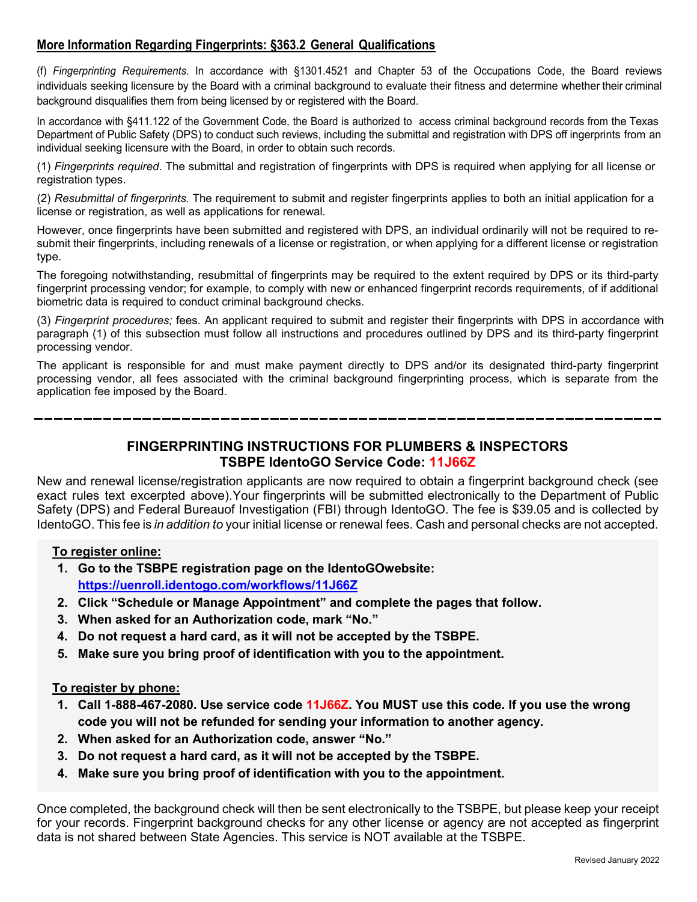## More Information Regarding Fingerprints: §363.2 General Qualifications

(f) *Fingerprinting Requirements.* In accordance with §1301.4521 and Chapter 53 of the Occupations Code, the Board reviews individuals seeking licensure by the Board with a criminal background to evaluate their fitness and determine whether their criminal background disqualifies them from being licensed by or registered with the Board.

In accordance with §411.122 of the Government Code, the Board is authorized to access criminal background records from the Texas Department of Public Safety (DPS) to conduct such reviews, including the submittal and registration with DPS off ingerprints from an individual seeking licensure with the Board, in order to obtain such records.

(1) *Fingerprints required*. The submittal and registration of fingerprints with DPS is required when applying for all license or registration types.

(2) *Resubmittal of fingerprints.* The requirement to submit and register fingerprints applies to both an initial application for a license or registration, as well as applications for renewal.

However, once fingerprints have been submitted and registered with DPS, an individual ordinarily will not be required to re-submit their fingerprints, including renewals of a license or registration, or when applying for a different license or registration type.

The foregoing notwithstanding, resubmittal of fingerprints may be required to the extent required by DPS or its third-party fingerprint processing vendor; for example, to comply with new or enhanced fingerprint records requirements, of if additional biometric data is required to conduct criminal background checks.

(3) *Fingerprint procedures;* fees. An applicant required to submit and register their fingerprints with DPS in accordance with paragraph (1) of this subsection must follow all instructions and procedures outlined by DPS and its third-party fingerprint processing vendor.

The applicant is responsible for and must make payment directly to DPS and/or its designated third-party fingerprint processing vendor, all fees associated with the criminal background fingerprinting process, which is separate from the application fee imposed by the Board.

---

## FINGERPRINTING INSTRUCTIONS FOR PLUMBERS & INSPECTORS
## TSBPE IdentoGO Service Code: 11J66Z

New and renewal license/registration applicants are now required to obtain a fingerprint background check (see exact rules text excerpted above).Your fingerprints will be submitted electronically to the Department of Public Safety (DPS) and Federal Bureauof Investigation (FBI) through IdentoGO. The fee is $39.05 and is collected by IdentoGO. This fee is *in addition to* your initial license or renewal fees. Cash and personal checks are not accepted.

**To register online:**

1. **Go to the TSBPE registration page on the IdentoGOwebsite: https://uenroll.identogo.com/workflows/11J66Z**
2. **Click "Schedule or Manage Appointment" and complete the pages that follow.**
3. **When asked for an Authorization code, mark "No."**
4. **Do not request a hard card, as it will not be accepted by the TSBPE.**
5. **Make sure you bring proof of identification with you to the appointment.**

**To register by phone:**

1. **Call 1-888-467-2080. Use service code 11J66Z. You MUST use this code. If you use the wrong code you will not be refunded for sending your information to another agency.**
2. **When asked for an Authorization code, answer "No."**
3. **Do not request a hard card, as it will not be accepted by the TSBPE.**
4. **Make sure you bring proof of identification with you to the appointment.**

Once completed, the background check will then be sent electronically to the TSBPE, but please keep your receipt for your records. Fingerprint background checks for any other license or agency are not accepted as fingerprint data is not shared between State Agencies. This service is NOT available at the TSBPE.

Revised January 2022